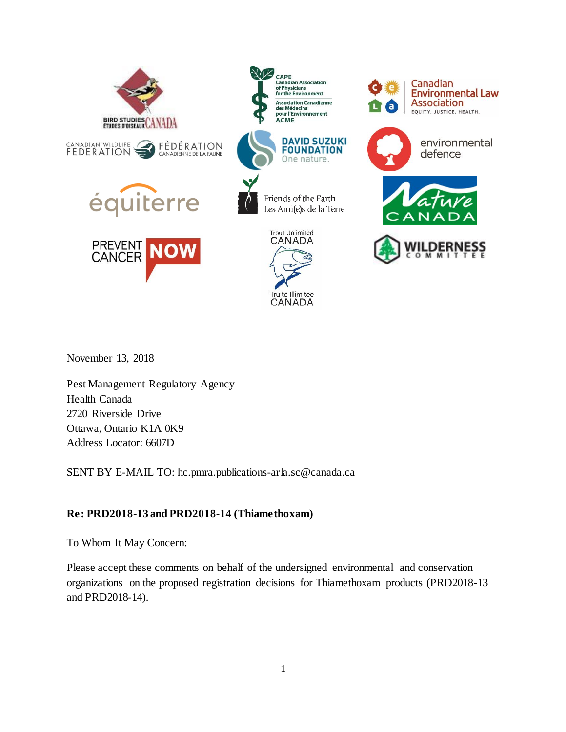November 13, 2018

Pest Management Regulatory Agency
Health Canada
2720 Riverside Drive
Ottawa, Ontario K1A 0K9
Address Locator: 6607D

SENT BY E-MAIL TO: hc.pmra.publications-arla.sc@canada.ca

**Re: PRD2018-13 and PRD2018-14 (Thiamethoxam)**

To Whom It May Concern:

Please accept these comments on behalf of the undersigned environmental and conservation organizations on the proposed registration decisions for Thiamethoxam products (PRD2018-13 and PRD2018-14).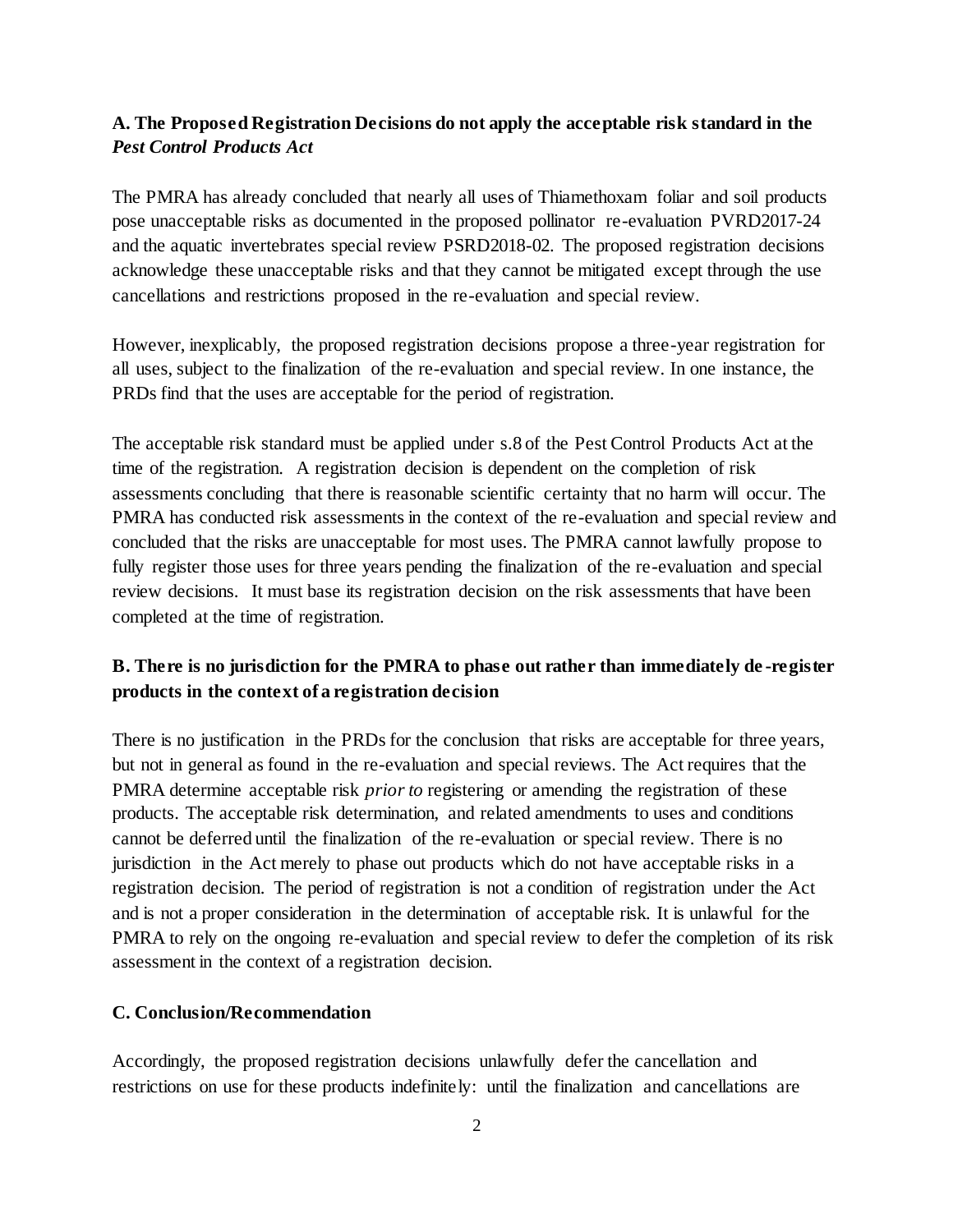### A. The Proposed Registration Decisions do not apply the acceptable risk standard in the *Pest Control Products Act*

The PMRA has already concluded that nearly all uses of Thiamethoxam foliar and soil products pose unacceptable risks as documented in the proposed pollinator re-evaluation PVRD2017-24 and the aquatic invertebrates special review PSRD2018-02. The proposed registration decisions acknowledge these unacceptable risks and that they cannot be mitigated except through the use cancellations and restrictions proposed in the re-evaluation and special review.

However, inexplicably, the proposed registration decisions propose a three-year registration for all uses, subject to the finalization of the re-evaluation and special review. In one instance, the PRDs find that the uses are acceptable for the period of registration.

The acceptable risk standard must be applied under s.8 of the Pest Control Products Act at the time of the registration. A registration decision is dependent on the completion of risk assessments concluding that there is reasonable scientific certainty that no harm will occur. The PMRA has conducted risk assessments in the context of the re-evaluation and special review and concluded that the risks are unacceptable for most uses. The PMRA cannot lawfully propose to fully register those uses for three years pending the finalization of the re-evaluation and special review decisions. It must base its registration decision on the risk assessments that have been completed at the time of registration.

### B. There is no jurisdiction for the PMRA to phase out rather than immediately de-register products in the context of a registration decision

There is no justification in the PRDs for the conclusion that risks are acceptable for three years, but not in general as found in the re-evaluation and special reviews. The Act requires that the PMRA determine acceptable risk *prior to* registering or amending the registration of these products. The acceptable risk determination, and related amendments to uses and conditions cannot be deferred until the finalization of the re-evaluation or special review. There is no jurisdiction in the Act merely to phase out products which do not have acceptable risks in a registration decision. The period of registration is not a condition of registration under the Act and is not a proper consideration in the determination of acceptable risk. It is unlawful for the PMRA to rely on the ongoing re-evaluation and special review to defer the completion of its risk assessment in the context of a registration decision.

### C. Conclusion/Recommendation

Accordingly, the proposed registration decisions unlawfully defer the cancellation and restrictions on use for these products indefinitely: until the finalization and cancellations are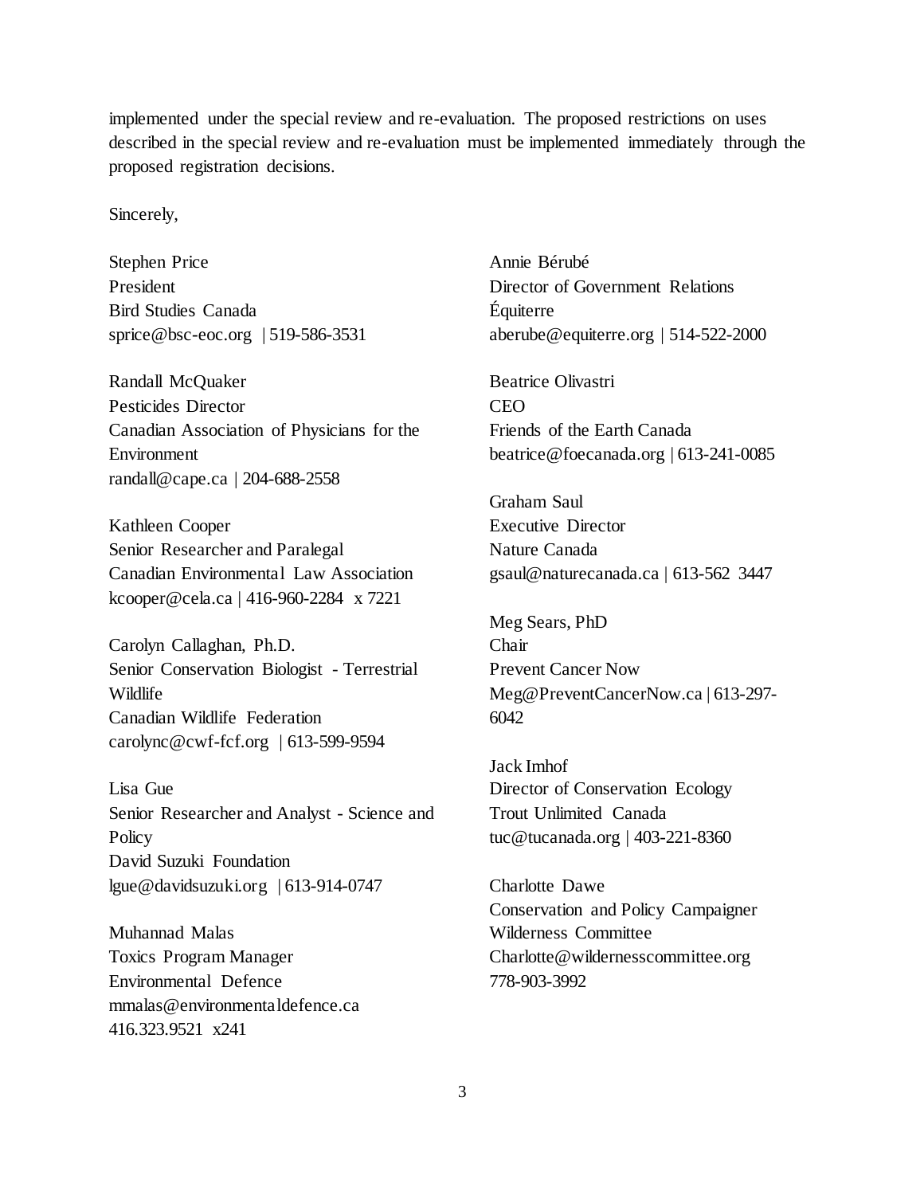implemented under the special review and re-evaluation. The proposed restrictions on uses described in the special review and re-evaluation must be implemented immediately through the proposed registration decisions.

Sincerely,

Stephen Price
President
Bird Studies Canada
sprice@bsc-eoc.org | 519-586-3531

Randall McQuaker
Pesticides Director
Canadian Association of Physicians for the Environment
randall@cape.ca | 204-688-2558

Kathleen Cooper
Senior Researcher and Paralegal
Canadian Environmental Law Association
kcooper@cela.ca | 416-960-2284 x 7221

Carolyn Callaghan, Ph.D.
Senior Conservation Biologist - Terrestrial Wildlife
Canadian Wildlife Federation
carolync@cwf-fcf.org | 613-599-9594

Lisa Gue
Senior Researcher and Analyst - Science and Policy
David Suzuki Foundation
lgue@davidsuzuki.org | 613-914-0747

Muhannad Malas
Toxics Program Manager
Environmental Defence
mmalas@environmentaldefence.ca
416.323.9521 x241

Annie Bérubé
Director of Government Relations
Équiterre
aberube@equiterre.org | 514-522-2000

Beatrice Olivastri
CEO
Friends of the Earth Canada
beatrice@foecanada.org | 613-241-0085

Graham Saul
Executive Director
Nature Canada
gsaul@naturecanada.ca | 613-562 3447

Meg Sears, PhD
Chair
Prevent Cancer Now
Meg@PreventCancerNow.ca | 613-297-6042

Jack Imhof
Director of Conservation Ecology
Trout Unlimited Canada
tuc@tucanada.org | 403-221-8360

Charlotte Dawe
Conservation and Policy Campaigner
Wilderness Committee
Charlotte@wildernesscommittee.org
778-903-3992